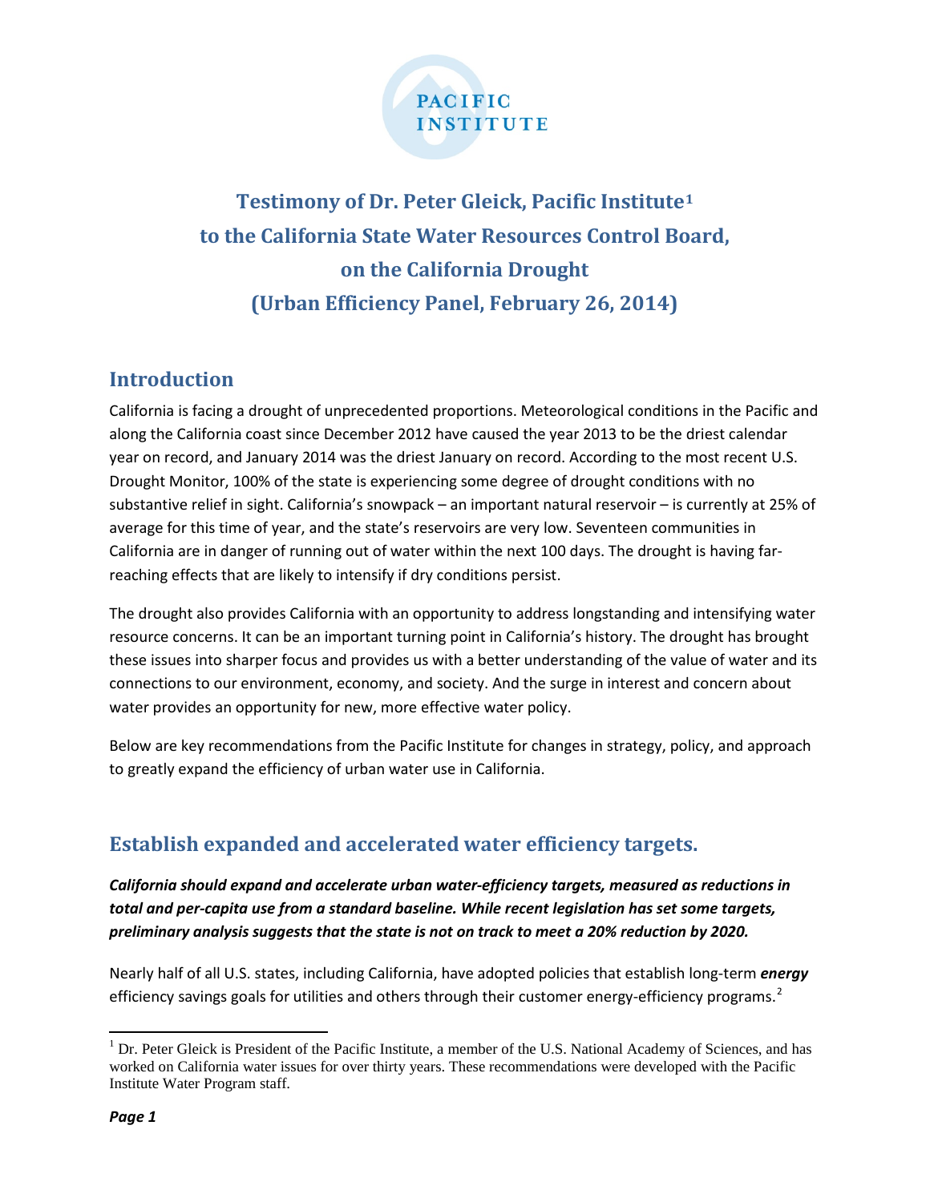PACIFIC INSTITUTE

# Testimony of Dr. Peter Gleick, Pacific Institute[1] to the California State Water Resources Control Board, on the California Drought (Urban Efficiency Panel, February 26, 2014)

## Introduction

California is facing a drought of unprecedented proportions. Meteorological conditions in the Pacific and along the California coast since December 2012 have caused the year 2013 to be the driest calendar year on record, and January 2014 was the driest January on record. According to the most recent U.S. Drought Monitor, 100% of the state is experiencing some degree of drought conditions with no substantive relief in sight. California's snowpack – an important natural reservoir – is currently at 25% of average for this time of year, and the state's reservoirs are very low. Seventeen communities in California are in danger of running out of water within the next 100 days. The drought is having far-reaching effects that are likely to intensify if dry conditions persist.

The drought also provides California with an opportunity to address longstanding and intensifying water resource concerns. It can be an important turning point in California's history. The drought has brought these issues into sharper focus and provides us with a better understanding of the value of water and its connections to our environment, economy, and society. And the surge in interest and concern about water provides an opportunity for new, more effective water policy.

Below are key recommendations from the Pacific Institute for changes in strategy, policy, and approach to greatly expand the efficiency of urban water use in California.

## Establish expanded and accelerated water efficiency targets.

***California should expand and accelerate urban water-efficiency targets, measured as reductions in total and per-capita use from a standard baseline. While recent legislation has set some targets, preliminary analysis suggests that the state is not on track to meet a 20% reduction by 2020.***

Nearly half of all U.S. states, including California, have adopted policies that establish long-term ***energy*** efficiency savings goals for utilities and others through their customer energy-efficiency programs.[2]

[1] Dr. Peter Gleick is President of the Pacific Institute, a member of the U.S. National Academy of Sciences, and has worked on California water issues for over thirty years. These recommendations were developed with the Pacific Institute Water Program staff.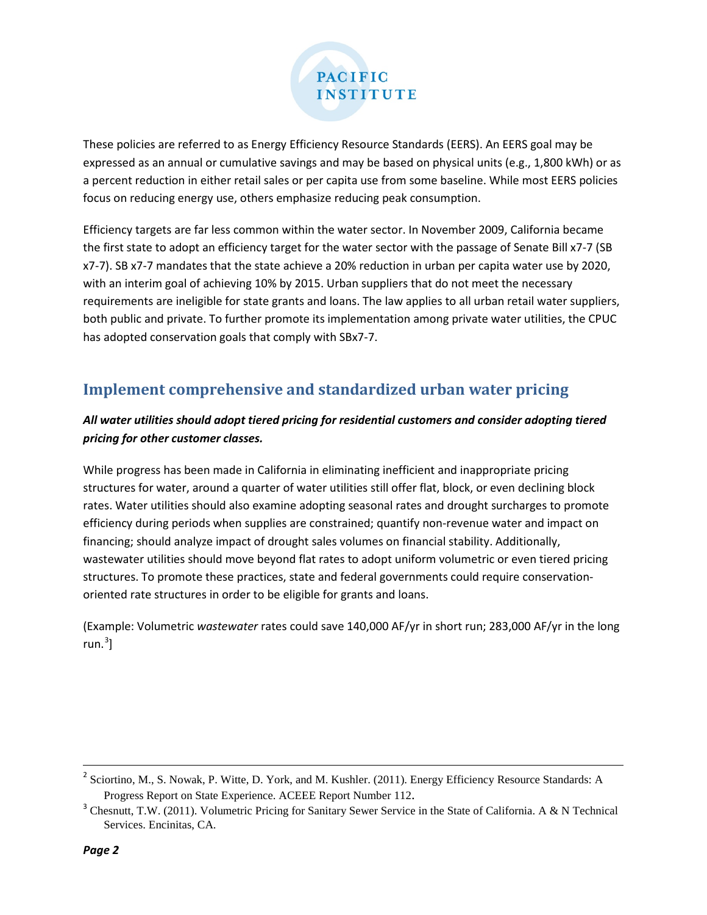These policies are referred to as Energy Efficiency Resource Standards (EERS). An EERS goal may be expressed as an annual or cumulative savings and may be based on physical units (e.g., 1,800 kWh) or as a percent reduction in either retail sales or per capita use from some baseline. While most EERS policies focus on reducing energy use, others emphasize reducing peak consumption.

Efficiency targets are far less common within the water sector. In November 2009, California became the first state to adopt an efficiency target for the water sector with the passage of Senate Bill x7-7 (SB x7-7). SB x7-7 mandates that the state achieve a 20% reduction in urban per capita water use by 2020, with an interim goal of achieving 10% by 2015. Urban suppliers that do not meet the necessary requirements are ineligible for state grants and loans. The law applies to all urban retail water suppliers, both public and private. To further promote its implementation among private water utilities, the CPUC has adopted conservation goals that comply with SBx7-7.

## Implement comprehensive and standardized urban water pricing

***All water utilities should adopt tiered pricing for residential customers and consider adopting tiered pricing for other customer classes.***

While progress has been made in California in eliminating inefficient and inappropriate pricing structures for water, around a quarter of water utilities still offer flat, block, or even declining block rates. Water utilities should also examine adopting seasonal rates and drought surcharges to promote efficiency during periods when supplies are constrained; quantify non-revenue water and impact on financing; should analyze impact of drought sales volumes on financial stability. Additionally, wastewater utilities should move beyond flat rates to adopt uniform volumetric or even tiered pricing structures. To promote these practices, state and federal governments could require conservation-oriented rate structures in order to be eligible for grants and loans.

(Example: Volumetric *wastewater* rates could save 140,000 AF/yr in short run; 283,000 AF/yr in the long run.[3]]

---

[2] Sciortino, M., S. Nowak, P. Witte, D. York, and M. Kushler. (2011). Energy Efficiency Resource Standards: A Progress Report on State Experience. ACEEE Report Number 112.

[3] Chesnutt, T.W. (2011). Volumetric Pricing for Sanitary Sewer Service in the State of California. A & N Technical Services. Encinitas, CA.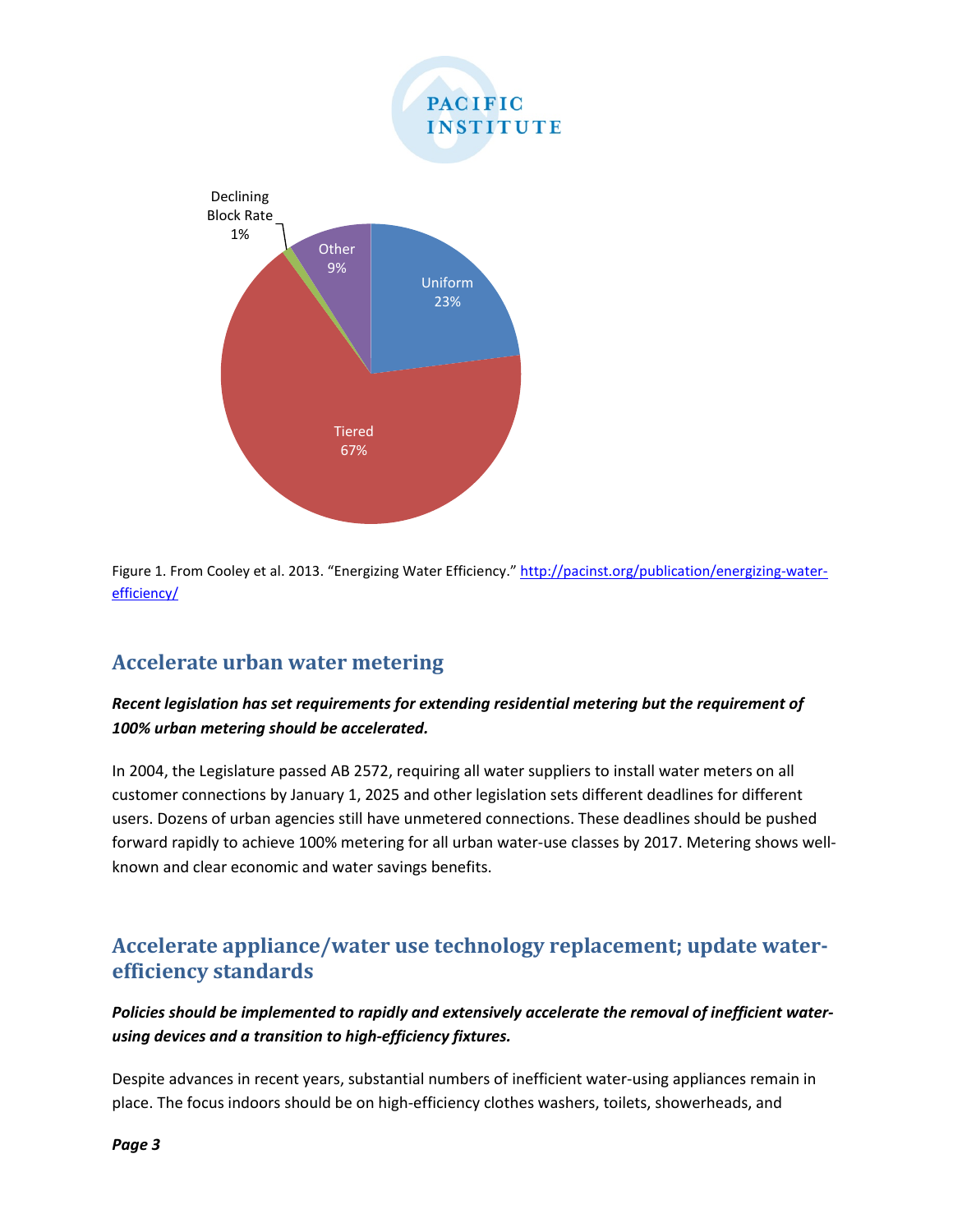Declining Block Rate 1%

Other 9%

Uniform 23%

Tiered 67%

Figure 1. From Cooley et al. 2013. "Energizing Water Efficiency." http://pacinst.org/publication/energizing-water-efficiency/

## Accelerate urban water metering

***Recent legislation has set requirements for extending residential metering but the requirement of 100% urban metering should be accelerated.***

In 2004, the Legislature passed AB 2572, requiring all water suppliers to install water meters on all customer connections by January 1, 2025 and other legislation sets different deadlines for different users. Dozens of urban agencies still have unmetered connections. These deadlines should be pushed forward rapidly to achieve 100% metering for all urban water-use classes by 2017. Metering shows well-known and clear economic and water savings benefits.

## Accelerate appliance/water use technology replacement; update water-efficiency standards

***Policies should be implemented to rapidly and extensively accelerate the removal of inefficient water-using devices and a transition to high-efficiency fixtures.***

Despite advances in recent years, substantial numbers of inefficient water-using appliances remain in place. The focus indoors should be on high-efficiency clothes washers, toilets, showerheads, and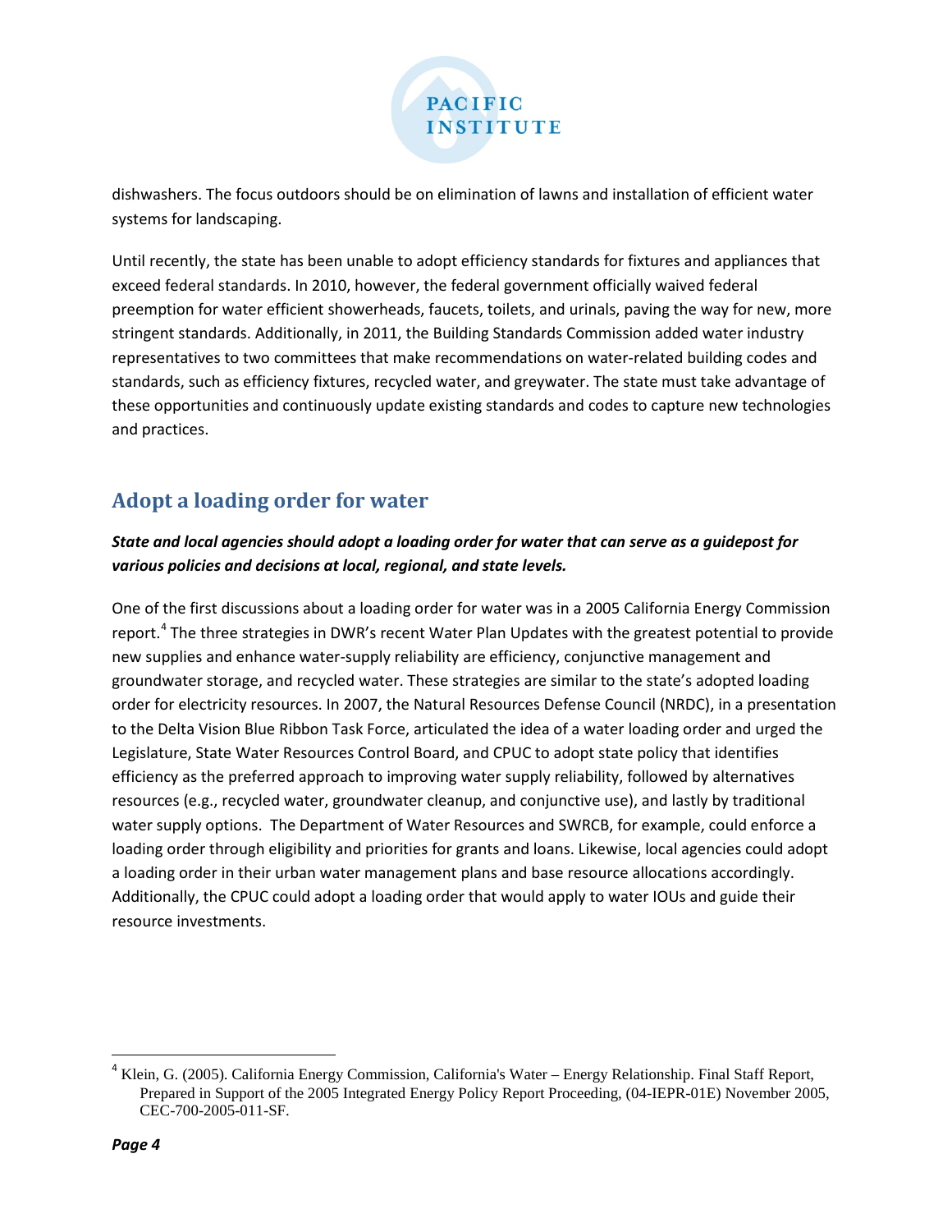dishwashers. The focus outdoors should be on elimination of lawns and installation of efficient water systems for landscaping.

Until recently, the state has been unable to adopt efficiency standards for fixtures and appliances that exceed federal standards. In 2010, however, the federal government officially waived federal preemption for water efficient showerheads, faucets, toilets, and urinals, paving the way for new, more stringent standards. Additionally, in 2011, the Building Standards Commission added water industry representatives to two committees that make recommendations on water-related building codes and standards, such as efficiency fixtures, recycled water, and greywater. The state must take advantage of these opportunities and continuously update existing standards and codes to capture new technologies and practices.

## Adopt a loading order for water

***State and local agencies should adopt a loading order for water that can serve as a guidepost for various policies and decisions at local, regional, and state levels.***

One of the first discussions about a loading order for water was in a 2005 California Energy Commission report.[4] The three strategies in DWR's recent Water Plan Updates with the greatest potential to provide new supplies and enhance water-supply reliability are efficiency, conjunctive management and groundwater storage, and recycled water. These strategies are similar to the state's adopted loading order for electricity resources. In 2007, the Natural Resources Defense Council (NRDC), in a presentation to the Delta Vision Blue Ribbon Task Force, articulated the idea of a water loading order and urged the Legislature, State Water Resources Control Board, and CPUC to adopt state policy that identifies efficiency as the preferred approach to improving water supply reliability, followed by alternatives resources (e.g., recycled water, groundwater cleanup, and conjunctive use), and lastly by traditional water supply options. The Department of Water Resources and SWRCB, for example, could enforce a loading order through eligibility and priorities for grants and loans. Likewise, local agencies could adopt a loading order in their urban water management plans and base resource allocations accordingly. Additionally, the CPUC could adopt a loading order that would apply to water IOUs and guide their resource investments.

---

[4] Klein, G. (2005). California Energy Commission, California's Water – Energy Relationship. Final Staff Report, Prepared in Support of the 2005 Integrated Energy Policy Report Proceeding, (04-IEPR-01E) November 2005, CEC-700-2005-011-SF.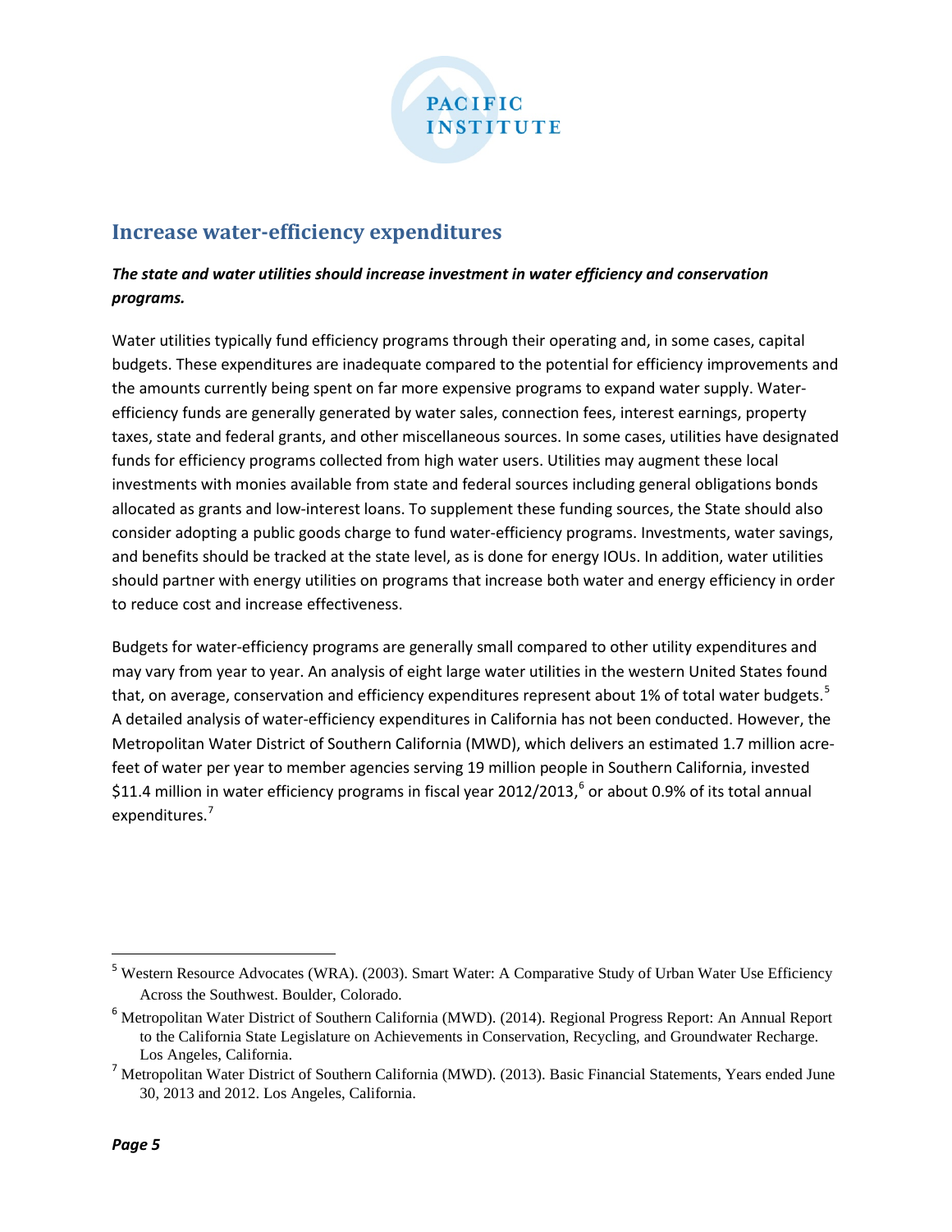## Increase water-efficiency expenditures

***The state and water utilities should increase investment in water efficiency and conservation programs.***

Water utilities typically fund efficiency programs through their operating and, in some cases, capital budgets. These expenditures are inadequate compared to the potential for efficiency improvements and the amounts currently being spent on far more expensive programs to expand water supply. Water-efficiency funds are generally generated by water sales, connection fees, interest earnings, property taxes, state and federal grants, and other miscellaneous sources. In some cases, utilities have designated funds for efficiency programs collected from high water users. Utilities may augment these local investments with monies available from state and federal sources including general obligations bonds allocated as grants and low-interest loans. To supplement these funding sources, the State should also consider adopting a public goods charge to fund water-efficiency programs. Investments, water savings, and benefits should be tracked at the state level, as is done for energy IOUs. In addition, water utilities should partner with energy utilities on programs that increase both water and energy efficiency in order to reduce cost and increase effectiveness.

Budgets for water-efficiency programs are generally small compared to other utility expenditures and may vary from year to year. An analysis of eight large water utilities in the western United States found that, on average, conservation and efficiency expenditures represent about 1% of total water budgets.[5] A detailed analysis of water-efficiency expenditures in California has not been conducted. However, the Metropolitan Water District of Southern California (MWD), which delivers an estimated 1.7 million acre-feet of water per year to member agencies serving 19 million people in Southern California, invested $11.4 million in water efficiency programs in fiscal year 2012/2013,[6] or about 0.9% of its total annual expenditures.[7]

---

[5] Western Resource Advocates (WRA). (2003). Smart Water: A Comparative Study of Urban Water Use Efficiency Across the Southwest. Boulder, Colorado.

[6] Metropolitan Water District of Southern California (MWD). (2014). Regional Progress Report: An Annual Report to the California State Legislature on Achievements in Conservation, Recycling, and Groundwater Recharge. Los Angeles, California.

[7] Metropolitan Water District of Southern California (MWD). (2013). Basic Financial Statements, Years ended June 30, 2013 and 2012. Los Angeles, California.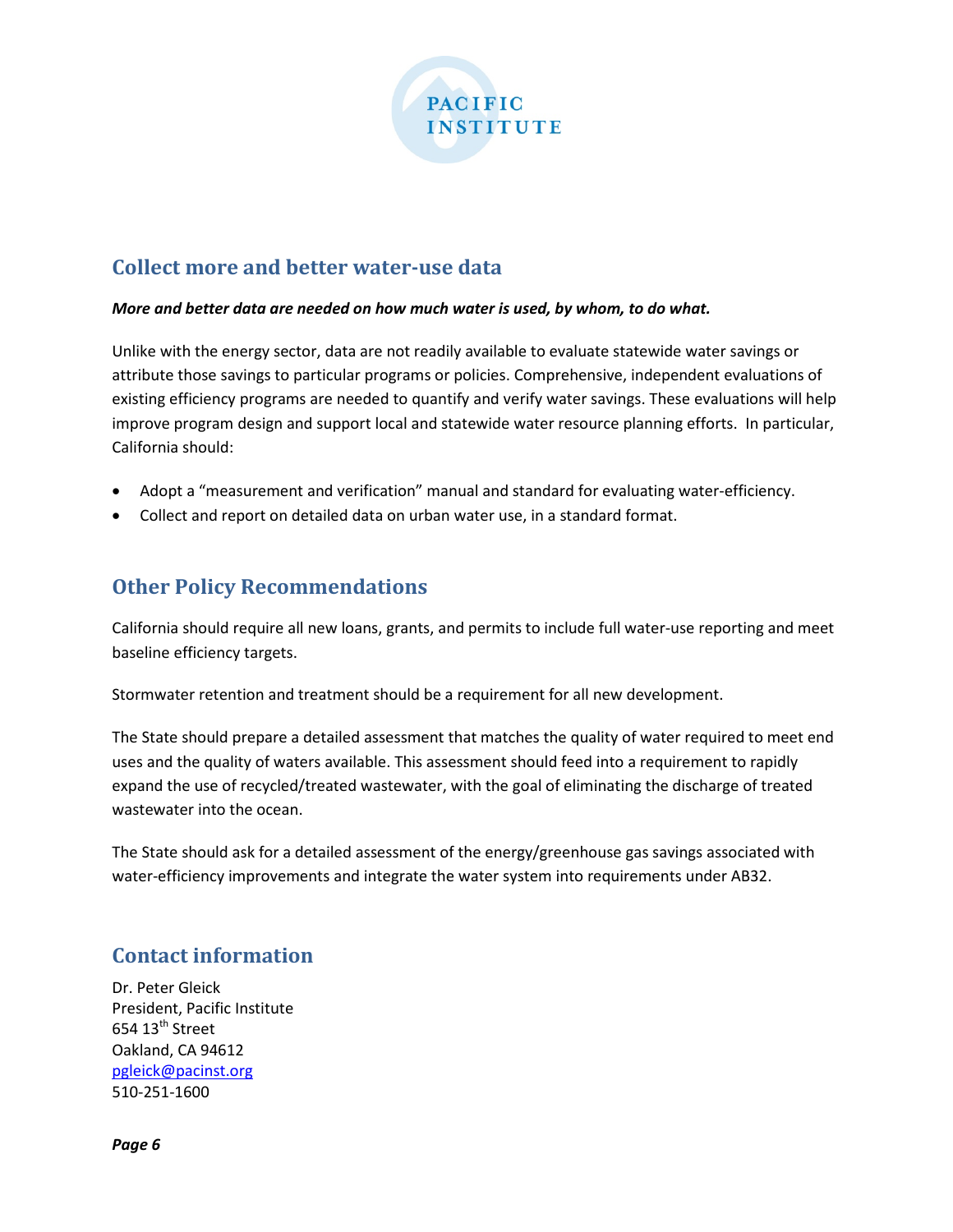## Collect more and better water-use data

***More and better data are needed on how much water is used, by whom, to do what.***

Unlike with the energy sector, data are not readily available to evaluate statewide water savings or attribute those savings to particular programs or policies. Comprehensive, independent evaluations of existing efficiency programs are needed to quantify and verify water savings. These evaluations will help improve program design and support local and statewide water resource planning efforts. In particular, California should:

- Adopt a "measurement and verification" manual and standard for evaluating water-efficiency.
- Collect and report on detailed data on urban water use, in a standard format.

## Other Policy Recommendations

California should require all new loans, grants, and permits to include full water-use reporting and meet baseline efficiency targets.

Stormwater retention and treatment should be a requirement for all new development.

The State should prepare a detailed assessment that matches the quality of water required to meet end uses and the quality of waters available. This assessment should feed into a requirement to rapidly expand the use of recycled/treated wastewater, with the goal of eliminating the discharge of treated wastewater into the ocean.

The State should ask for a detailed assessment of the energy/greenhouse gas savings associated with water-efficiency improvements and integrate the water system into requirements under AB32.

## Contact information

Dr. Peter Gleick
President, Pacific Institute
654 13th Street
Oakland, CA 94612
pgleick@pacinst.org
510-251-1600